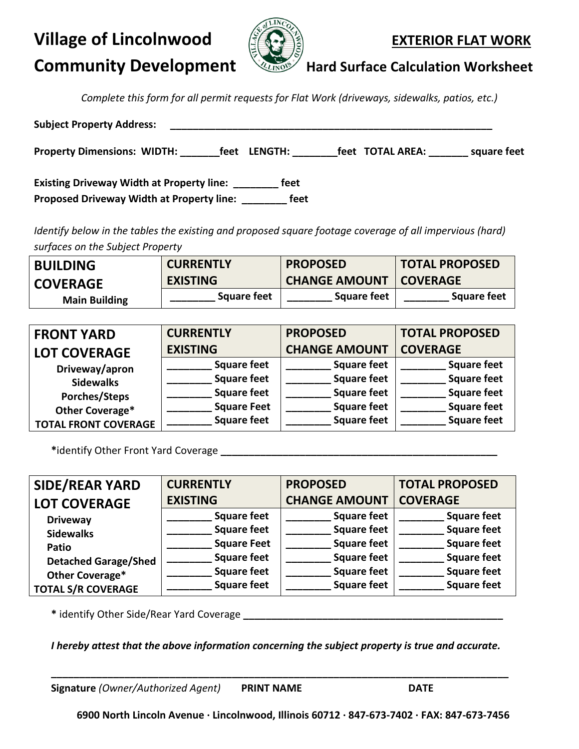# Village of Lincolnwood Community Development

## EXTERIOR FLAT WORK

## Hard Surface Calculation Worksheet

*Complete this form for all permit requests for Flat Work (driveways, sidewalks, patios, etc.)*

**Subject Property Address:** \_\_\_\_\_\_\_\_\_\_\_\_\_\_\_\_\_\_\_\_\_\_\_\_\_\_\_\_\_\_\_\_\_\_\_\_\_\_\_\_\_\_\_\_\_\_\_\_\_\_\_\_\_\_\_\_\_\_

**Property Dimensions: WIDTH:** \_\_\_\_\_\_\_**feet LENGTH:** \_\_\_\_\_\_\_\_**feet TOTAL AREA:** \_\_\_\_\_\_\_ **square feet**

**Existing Driveway Width at Property line:** \_\_\_\_\_\_\_\_ **feet**
**Proposed Driveway Width at Property line:** \_\_\_\_\_\_\_\_ **feet**

*Identify below in the tables the existing and proposed square footage coverage of all impervious (hard) surfaces on the Subject Property*

| BUILDING COVERAGE | CURRENTLY EXISTING | PROPOSED CHANGE AMOUNT | TOTAL PROPOSED COVERAGE |
|---|---|---|---|
| Main Building | \_\_\_\_\_\_\_\_ Square feet | \_\_\_\_\_\_\_\_ Square feet | \_\_\_\_\_\_\_\_ Square feet |

| FRONT YARD LOT COVERAGE | CURRENTLY EXISTING | PROPOSED CHANGE AMOUNT | TOTAL PROPOSED COVERAGE |
|---|---|---|---|
| Driveway/apron | \_\_\_\_\_\_\_\_ Square feet | \_\_\_\_\_\_\_\_ Square feet | \_\_\_\_\_\_\_\_ Square feet |
| Sidewalks | \_\_\_\_\_\_\_\_ Square feet | \_\_\_\_\_\_\_\_ Square feet | \_\_\_\_\_\_\_\_ Square feet |
| Porches/Steps | \_\_\_\_\_\_\_\_ Square feet | \_\_\_\_\_\_\_\_ Square feet | \_\_\_\_\_\_\_\_ Square feet |
| Other Coverage* | \_\_\_\_\_\_\_\_ Square Feet | \_\_\_\_\_\_\_\_ Square feet | \_\_\_\_\_\_\_\_ Square feet |
| TOTAL FRONT COVERAGE | \_\_\_\_\_\_\_\_ Square feet | \_\_\_\_\_\_\_\_ Square feet | \_\_\_\_\_\_\_\_ Square feet |

**\***identify Other Front Yard Coverage \_\_\_\_\_\_\_\_\_\_\_\_\_\_\_\_\_\_\_\_\_\_\_\_\_\_\_\_\_\_\_\_\_\_\_\_\_\_\_\_\_\_\_\_\_\_\_\_\_\_\_\_

| SIDE/REAR YARD LOT COVERAGE | CURRENTLY EXISTING | PROPOSED CHANGE AMOUNT | TOTAL PROPOSED COVERAGE |
|---|---|---|---|
| Driveway | \_\_\_\_\_\_\_\_ Square feet | \_\_\_\_\_\_\_\_ Square feet | \_\_\_\_\_\_\_\_ Square feet |
| Sidewalks | \_\_\_\_\_\_\_\_ Square feet | \_\_\_\_\_\_\_\_ Square feet | \_\_\_\_\_\_\_\_ Square feet |
| Patio | \_\_\_\_\_\_\_\_ Square Feet | \_\_\_\_\_\_\_\_ Square feet | \_\_\_\_\_\_\_\_ Square feet |
| Detached Garage/Shed | \_\_\_\_\_\_\_\_ Square feet | \_\_\_\_\_\_\_\_ Square feet | \_\_\_\_\_\_\_\_ Square feet |
| Other Coverage* | \_\_\_\_\_\_\_\_ Square feet | \_\_\_\_\_\_\_\_ Square feet | \_\_\_\_\_\_\_\_ Square feet |
| TOTAL S/R COVERAGE | \_\_\_\_\_\_\_\_ Square feet | \_\_\_\_\_\_\_\_ Square feet | \_\_\_\_\_\_\_\_ Square feet |

**\*** identify Other Side/Rear Yard Coverage \_\_\_\_\_\_\_\_\_\_\_\_\_\_\_\_\_\_\_\_\_\_\_\_\_\_\_\_\_\_\_\_\_\_\_\_\_\_\_\_\_\_\_\_\_\_\_\_

***I hereby attest that the above information concerning the subject property is true and accurate.***

\_\_\_\_\_\_\_\_\_\_\_\_\_\_\_\_\_\_\_\_\_\_\_\_\_\_\_\_\_\_\_\_\_\_\_\_\_\_\_\_\_\_\_\_\_\_\_\_\_\_\_\_\_\_\_\_\_\_\_\_\_\_\_\_\_\_\_\_\_\_\_\_\_\_\_\_\_\_\_\_

**Signature** *(Owner/Authorized Agent)* **PRINT NAME** **DATE**

**6900 North Lincoln Avenue · Lincolnwood, Illinois 60712 · 847-673-7402 · FAX: 847-673-7456**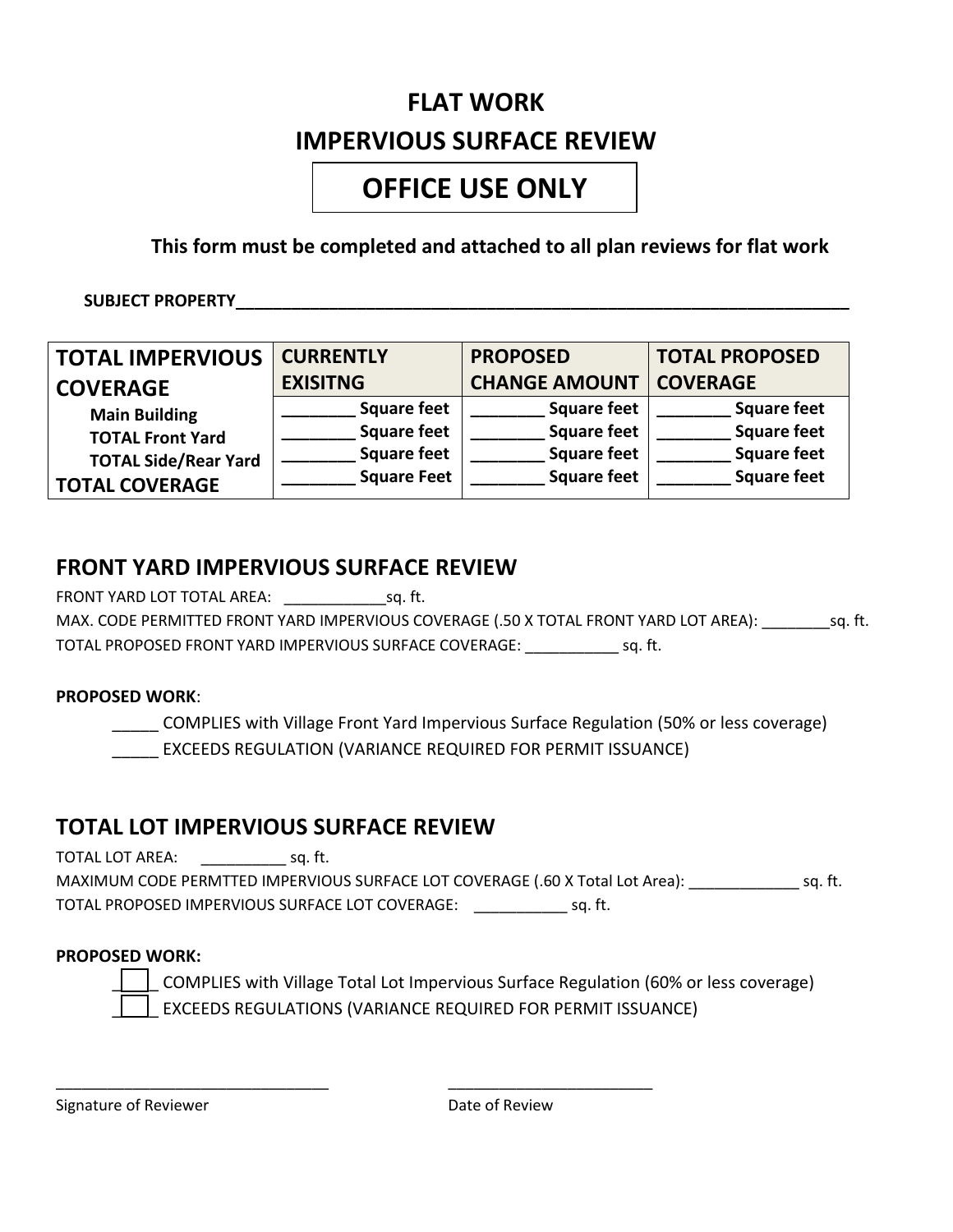# FLAT WORK

# IMPERVIOUS SURFACE REVIEW

## OFFICE USE ONLY

**This form must be completed and attached to all plan reviews for flat work**

**SUBJECT PROPERTY**______________________________________________________________________

| TOTAL IMPERVIOUS COVERAGE | CURRENTLY EXISITNG | PROPOSED CHANGE AMOUNT | TOTAL PROPOSED COVERAGE |
|---|---|---|---|
| Main Building | ________ Square feet | ________ Square feet | ________ Square feet |
| TOTAL Front Yard | ________ Square feet | ________ Square feet | ________ Square feet |
| TOTAL Side/Rear Yard | ________ Square feet | ________ Square feet | ________ Square feet |
| TOTAL COVERAGE | ________ Square Feet | ________ Square feet | ________ Square feet |

## FRONT YARD IMPERVIOUS SURFACE REVIEW

FRONT YARD LOT TOTAL AREA: ____________sq. ft.

MAX. CODE PERMITTED FRONT YARD IMPERVIOUS COVERAGE (.50 X TOTAL FRONT YARD LOT AREA): ________sq. ft.

TOTAL PROPOSED FRONT YARD IMPERVIOUS SURFACE COVERAGE: ___________ sq. ft.

**PROPOSED WORK**:

_____ COMPLIES with Village Front Yard Impervious Surface Regulation (50% or less coverage)

_____ EXCEEDS REGULATION (VARIANCE REQUIRED FOR PERMIT ISSUANCE)

## TOTAL LOT IMPERVIOUS SURFACE REVIEW

TOTAL LOT AREA: __________ sq. ft.

MAXIMUM CODE PERMTTED IMPERVIOUS SURFACE LOT COVERAGE (.60 X Total Lot Area): _____________ sq. ft.

TOTAL PROPOSED IMPERVIOUS SURFACE LOT COVERAGE: ___________ sq. ft.

**PROPOSED WORK:**

☐ COMPLIES with Village Total Lot Impervious Surface Regulation (60% or less coverage)

☐ EXCEEDS REGULATIONS (VARIANCE REQUIRED FOR PERMIT ISSUANCE)

________________________________ ________________________

Signature of Reviewer Date of Review